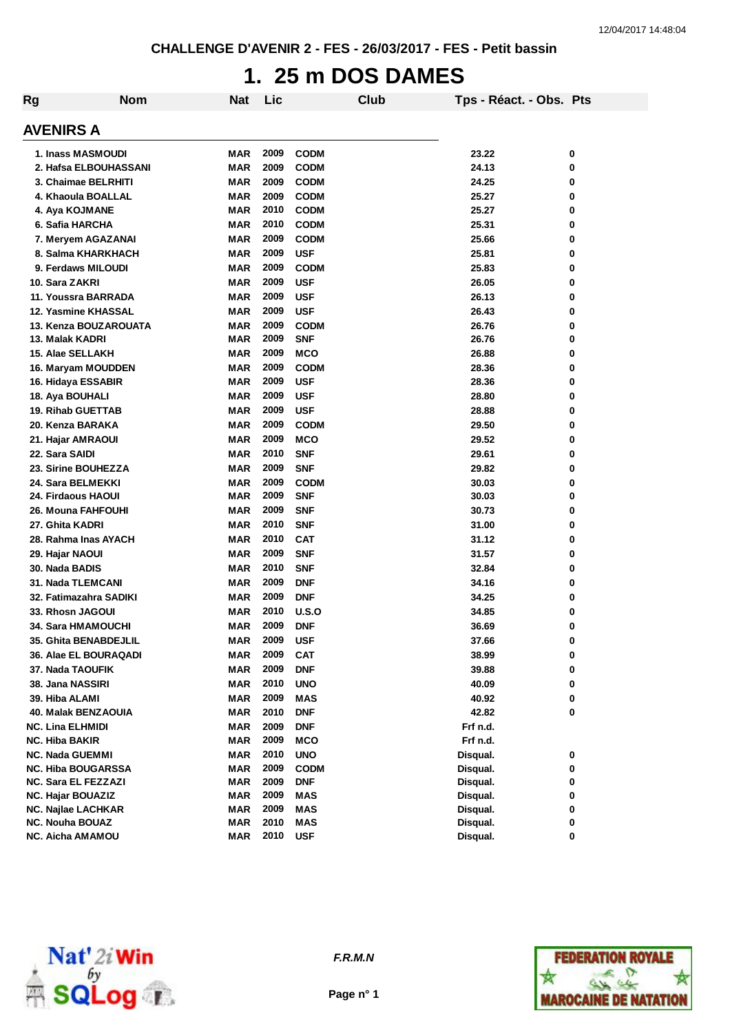CHALLENGE D'AVENIR 2 - FES - 26/03/2017 - FES - Petit bassin

# 1. 25 m DOS DAMES

| Rg | Nom | Nat | Lic | Club | Tps - Réact. - Obs. | Pts |
|---|---|---|---|---|---|---|
| **AVENIRS A** | | | | | | |
| 1. | Inass MASMOUDI | MAR | 2009 | CODM | 23.22 | 0 |
| 2. | Hafsa ELBOUHASSANI | MAR | 2009 | CODM | 24.13 | 0 |
| 3. | Chaimae BELRHITI | MAR | 2009 | CODM | 24.25 | 0 |
| 4. | Khaoula BOALLAL | MAR | 2009 | CODM | 25.27 | 0 |
| 4. | Aya KOJMANE | MAR | 2010 | CODM | 25.27 | 0 |
| 6. | Safia HARCHA | MAR | 2010 | CODM | 25.31 | 0 |
| 7. | Meryem AGAZANAI | MAR | 2009 | CODM | 25.66 | 0 |
| 8. | Salma KHARKHACH | MAR | 2009 | USF | 25.81 | 0 |
| 9. | Ferdaws MILOUDI | MAR | 2009 | CODM | 25.83 | 0 |
| 10. | Sara ZAKRI | MAR | 2009 | USF | 26.05 | 0 |
| 11. | Youssra BARRADA | MAR | 2009 | USF | 26.13 | 0 |
| 12. | Yasmine KHASSAL | MAR | 2009 | USF | 26.43 | 0 |
| 13. | Kenza BOUZAROUATA | MAR | 2009 | CODM | 26.76 | 0 |
| 13. | Malak KADRI | MAR | 2009 | SNF | 26.76 | 0 |
| 15. | Alae SELLAKH | MAR | 2009 | MCO | 26.88 | 0 |
| 16. | Maryam MOUDDEN | MAR | 2009 | CODM | 28.36 | 0 |
| 16. | Hidaya ESSABIR | MAR | 2009 | USF | 28.36 | 0 |
| 18. | Aya BOUHALI | MAR | 2009 | USF | 28.80 | 0 |
| 19. | Rihab GUETTAB | MAR | 2009 | USF | 28.88 | 0 |
| 20. | Kenza BARAKA | MAR | 2009 | CODM | 29.50 | 0 |
| 21. | Hajar AMRAOUI | MAR | 2009 | MCO | 29.52 | 0 |
| 22. | Sara SAIDI | MAR | 2010 | SNF | 29.61 | 0 |
| 23. | Sirine BOUHEZZA | MAR | 2009 | SNF | 29.82 | 0 |
| 24. | Sara BELMEKKI | MAR | 2009 | CODM | 30.03 | 0 |
| 24. | Firdaous HAOUI | MAR | 2009 | SNF | 30.03 | 0 |
| 26. | Mouna FAHFOUHI | MAR | 2009 | SNF | 30.73 | 0 |
| 27. | Ghita KADRI | MAR | 2010 | SNF | 31.00 | 0 |
| 28. | Rahma Inas AYACH | MAR | 2010 | CAT | 31.12 | 0 |
| 29. | Hajar NAOUI | MAR | 2009 | SNF | 31.57 | 0 |
| 30. | Nada BADIS | MAR | 2010 | SNF | 32.84 | 0 |
| 31. | Nada TLEMCANI | MAR | 2009 | DNF | 34.16 | 0 |
| 32. | Fatimazahra SADIKI | MAR | 2009 | DNF | 34.25 | 0 |
| 33. | Rhosn JAGOUI | MAR | 2010 | U.S.O | 34.85 | 0 |
| 34. | Sara HMAMOUCHI | MAR | 2009 | DNF | 36.69 | 0 |
| 35. | Ghita BENABDEJLIL | MAR | 2009 | USF | 37.66 | 0 |
| 36. | Alae EL BOURAQADI | MAR | 2009 | CAT | 38.99 | 0 |
| 37. | Nada TAOUFIK | MAR | 2009 | DNF | 39.88 | 0 |
| 38. | Jana NASSIRI | MAR | 2010 | UNO | 40.09 | 0 |
| 39. | Hiba ALAMI | MAR | 2009 | MAS | 40.92 | 0 |
| 40. | Malak BENZAOUIA | MAR | 2010 | DNF | 42.82 | 0 |
| NC. | Lina ELHMIDI | MAR | 2009 | DNF | Frf n.d. | |
| NC. | Hiba BAKIR | MAR | 2009 | MCO | Frf n.d. | |
| NC. | Nada GUEMMI | MAR | 2010 | UNO | Disqual. | 0 |
| NC. | Hiba BOUGARSSA | MAR | 2009 | CODM | Disqual. | 0 |
| NC. | Sara EL FEZZAZI | MAR | 2009 | DNF | Disqual. | 0 |
| NC. | Hajar BOUAZIZ | MAR | 2009 | MAS | Disqual. | 0 |
| NC. | Najlae LACHKAR | MAR | 2009 | MAS | Disqual. | 0 |
| NC. | Nouha BOUAZ | MAR | 2010 | MAS | Disqual. | 0 |
| NC. | Aicha AMAMOU | MAR | 2010 | USF | Disqual. | 0 |

*F.R.M.N*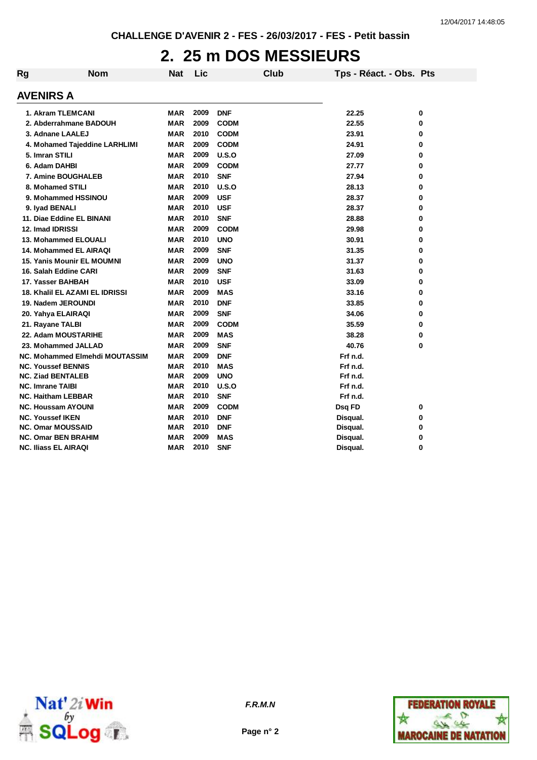CHALLENGE D'AVENIR 2 - FES - 26/03/2017 - FES - Petit bassin

# 2. 25 m DOS MESSIEURS

## AVENIRS A

| Rg | Nom | Nat | Lic | Club | Tps - Réact. - Obs. | Pts |
|---|---|---|---|---|---|---|
| 1. | Akram TLEMCANI | MAR | 2009 | DNF | 22.25 | 0 |
| 2. | Abderrahmane BADOUH | MAR | 2009 | CODM | 22.55 | 0 |
| 3. | Adnane LAALEJ | MAR | 2010 | CODM | 23.91 | 0 |
| 4. | Mohamed Tajeddine LARHLIMI | MAR | 2009 | CODM | 24.91 | 0 |
| 5. | Imran STILI | MAR | 2009 | U.S.O | 27.09 | 0 |
| 6. | Adam DAHBI | MAR | 2009 | CODM | 27.77 | 0 |
| 7. | Amine BOUGHALEB | MAR | 2010 | SNF | 27.94 | 0 |
| 8. | Mohamed STILI | MAR | 2010 | U.S.O | 28.13 | 0 |
| 9. | Mohammed HSSINOU | MAR | 2009 | USF | 28.37 | 0 |
| 9. | Iyad BENALI | MAR | 2010 | USF | 28.37 | 0 |
| 11. | Diae Eddine EL BINANI | MAR | 2010 | SNF | 28.88 | 0 |
| 12. | Imad IDRISSI | MAR | 2009 | CODM | 29.98 | 0 |
| 13. | Mohammed ELOUALI | MAR | 2010 | UNO | 30.91 | 0 |
| 14. | Mohammed EL AIRAQI | MAR | 2009 | SNF | 31.35 | 0 |
| 15. | Yanis Mounir EL MOUMNI | MAR | 2009 | UNO | 31.37 | 0 |
| 16. | Salah Eddine CARI | MAR | 2009 | SNF | 31.63 | 0 |
| 17. | Yasser BAHBAH | MAR | 2010 | USF | 33.09 | 0 |
| 18. | Khalil EL AZAMI EL IDRISSI | MAR | 2009 | MAS | 33.16 | 0 |
| 19. | Nadem JEROUNDI | MAR | 2010 | DNF | 33.85 | 0 |
| 20. | Yahya ELAIRAQI | MAR | 2009 | SNF | 34.06 | 0 |
| 21. | Rayane TALBI | MAR | 2009 | CODM | 35.59 | 0 |
| 22. | Adam MOUSTARIHE | MAR | 2009 | MAS | 38.28 | 0 |
| 23. | Mohammed JALLAD | MAR | 2009 | SNF | 40.76 | 0 |
| NC. | Mohammed Elmehdi MOUTASSIM | MAR | 2009 | DNF | Frf n.d. | |
| NC. | Youssef BENNIS | MAR | 2010 | MAS | Frf n.d. | |
| NC. | Ziad BENTALEB | MAR | 2009 | UNO | Frf n.d. | |
| NC. | Imrane TAIBI | MAR | 2010 | U.S.O | Frf n.d. | |
| NC. | Haitham LEBBAR | MAR | 2010 | SNF | Frf n.d. | |
| NC. | Houssam AYOUNI | MAR | 2009 | CODM | Dsq FD | 0 |
| NC. | Youssef IKEN | MAR | 2010 | DNF | Disqual. | 0 |
| NC. | Omar MOUSSAID | MAR | 2010 | DNF | Disqual. | 0 |
| NC. | Omar BEN BRAHIM | MAR | 2009 | MAS | Disqual. | 0 |
| NC. | Iliass EL AIRAQI | MAR | 2010 | SNF | Disqual. | 0 |

*F.R.M.N*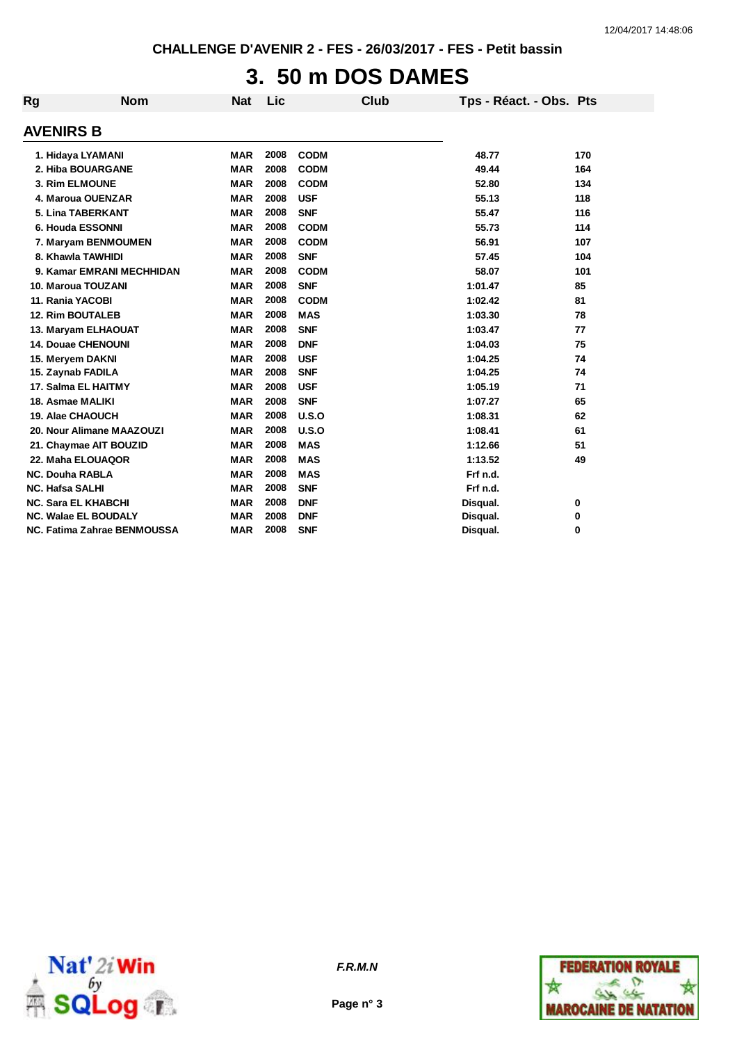CHALLENGE D'AVENIR 2 - FES - 26/03/2017 - FES - Petit bassin

# 3. 50 m DOS DAMES

## AVENIRS B

| Rg | Nom | Nat | Lic | Club | Tps - Réact. - Obs. | Pts |
|---|---|---|---|---|---|---|
| 1. | Hidaya LYAMANI | MAR | 2008 | CODM | 48.77 | 170 |
| 2. | Hiba BOUARGANE | MAR | 2008 | CODM | 49.44 | 164 |
| 3. | Rim ELMOUNE | MAR | 2008 | CODM | 52.80 | 134 |
| 4. | Maroua OUENZAR | MAR | 2008 | USF | 55.13 | 118 |
| 5. | Lina TABERKANT | MAR | 2008 | SNF | 55.47 | 116 |
| 6. | Houda ESSONNI | MAR | 2008 | CODM | 55.73 | 114 |
| 7. | Maryam BENMOUMEN | MAR | 2008 | CODM | 56.91 | 107 |
| 8. | Khawla TAWHIDI | MAR | 2008 | SNF | 57.45 | 104 |
| 9. | Kamar EMRANI MECHHIDAN | MAR | 2008 | CODM | 58.07 | 101 |
| 10. | Maroua TOUZANI | MAR | 2008 | SNF | 1:01.47 | 85 |
| 11. | Rania YACOBI | MAR | 2008 | CODM | 1:02.42 | 81 |
| 12. | Rim BOUTALEB | MAR | 2008 | MAS | 1:03.30 | 78 |
| 13. | Maryem ELHAOUAT | MAR | 2008 | SNF | 1:03.47 | 77 |
| 14. | Douae CHENOUNI | MAR | 2008 | DNF | 1:04.03 | 75 |
| 15. | Meryem DAKNI | MAR | 2008 | USF | 1:04.25 | 74 |
| 15. | Zaynab FADILA | MAR | 2008 | SNF | 1:04.25 | 74 |
| 17. | Salma EL HAITMY | MAR | 2008 | USF | 1:05.19 | 71 |
| 18. | Asmae MALIKI | MAR | 2008 | SNF | 1:07.27 | 65 |
| 19. | Alae CHAOUCH | MAR | 2008 | U.S.O | 1:08.31 | 62 |
| 20. | Nour Alimane MAAZOUZI | MAR | 2008 | U.S.O | 1:08.41 | 61 |
| 21. | Chaymae AIT BOUZID | MAR | 2008 | MAS | 1:12.66 | 51 |
| 22. | Maha ELOUAQOR | MAR | 2008 | MAS | 1:13.52 | 49 |
| NC. | Douha RABLA | MAR | 2008 | MAS | Frf n.d. | |
| NC. | Hafsa SALHI | MAR | 2008 | SNF | Frf n.d. | |
| NC. | Sara EL KHABCHI | MAR | 2008 | DNF | Disqual. | 0 |
| NC. | Walae EL BOUDALY | MAR | 2008 | DNF | Disqual. | 0 |
| NC. | Fatima Zahrae BENMOUSSA | MAR | 2008 | SNF | Disqual. | 0 |

F.R.M.N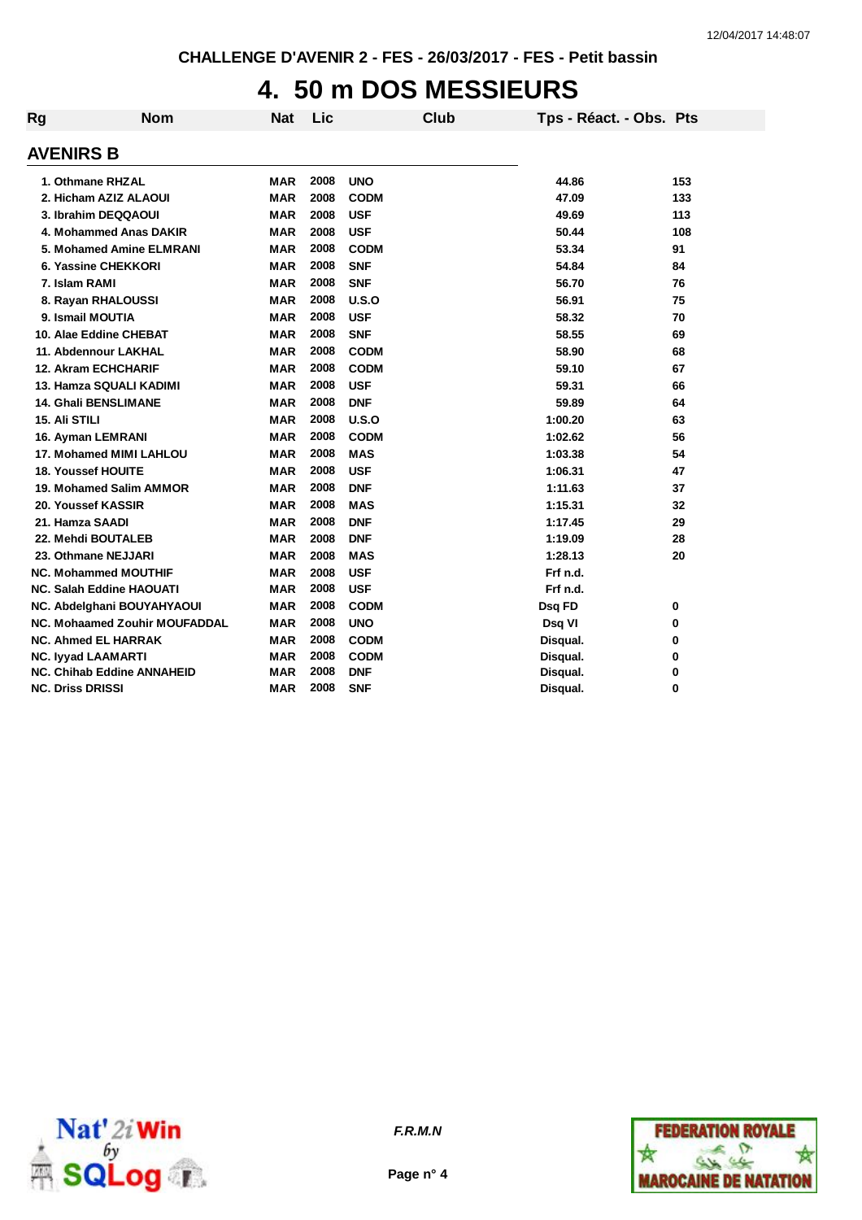CHALLENGE D'AVENIR 2 - FES - 26/03/2017 - FES - Petit bassin

# 4. 50 m DOS MESSIEURS

## AVENIRS B

| Rg | Nom | Nat | Lic | Club | Tps - Réact. - Obs. | Pts |
|---|---|---|---|---|---|---|
| 1. | Othmane RHZAL | MAR | 2008 | UNO | 44.86 | 153 |
| 2. | Hicham AZIZ ALAOUI | MAR | 2008 | CODM | 47.09 | 133 |
| 3. | Ibrahim DEQQAOUI | MAR | 2008 | USF | 49.69 | 113 |
| 4. | Mohammed Anas DAKIR | MAR | 2008 | USF | 50.44 | 108 |
| 5. | Mohamed Amine ELMRANI | MAR | 2008 | CODM | 53.34 | 91 |
| 6. | Yassine CHEKKORI | MAR | 2008 | SNF | 54.84 | 84 |
| 7. | Islam RAMI | MAR | 2008 | SNF | 56.70 | 76 |
| 8. | Rayan RHALOUSSI | MAR | 2008 | U.S.O | 56.91 | 75 |
| 9. | Ismail MOUTIA | MAR | 2008 | USF | 58.32 | 70 |
| 10. | Alae Eddine CHEBAT | MAR | 2008 | SNF | 58.55 | 69 |
| 11. | Abdennour LAKHAL | MAR | 2008 | CODM | 58.90 | 68 |
| 12. | Akram ECHCHARIF | MAR | 2008 | CODM | 59.10 | 67 |
| 13. | Hamza SQUALI KADIMI | MAR | 2008 | USF | 59.31 | 66 |
| 14. | Ghali BENSLIMANE | MAR | 2008 | DNF | 59.89 | 64 |
| 15. | Ali STILI | MAR | 2008 | U.S.O | 1:00.20 | 63 |
| 16. | Ayman LEMRANI | MAR | 2008 | CODM | 1:02.62 | 56 |
| 17. | Mohamed MIMI LAHLOU | MAR | 2008 | MAS | 1:03.38 | 54 |
| 18. | Youssef HOUITE | MAR | 2008 | USF | 1:06.31 | 47 |
| 19. | Mohamed Salim AMMOR | MAR | 2008 | DNF | 1:11.63 | 37 |
| 20. | Youssef KASSIR | MAR | 2008 | MAS | 1:15.31 | 32 |
| 21. | Hamza SAADI | MAR | 2008 | DNF | 1:17.45 | 29 |
| 22. | Mehdi BOUTALEB | MAR | 2008 | DNF | 1:19.09 | 28 |
| 23. | Othmane NEJJARI | MAR | 2008 | MAS | 1:28.13 | 20 |
| NC. | Mohammed MOUTHIF | MAR | 2008 | USF | Frf n.d. | |
| NC. | Salah Eddine HAOUATI | MAR | 2008 | USF | Frf n.d. | |
| NC. | Abdelghani BOUYAHYAOUI | MAR | 2008 | CODM | Dsq FD | 0 |
| NC. | Mohaamed Zouhir MOUFADDAL | MAR | 2008 | UNO | Dsq VI | 0 |
| NC. | Ahmed EL HARRAK | MAR | 2008 | CODM | Disqual. | 0 |
| NC. | Iyyad LAAMARTI | MAR | 2008 | CODM | Disqual. | 0 |
| NC. | Chihab Eddine ANNAHEID | MAR | 2008 | DNF | Disqual. | 0 |
| NC. | Driss DRISSI | MAR | 2008 | SNF | Disqual. | 0 |

*F.R.M.N*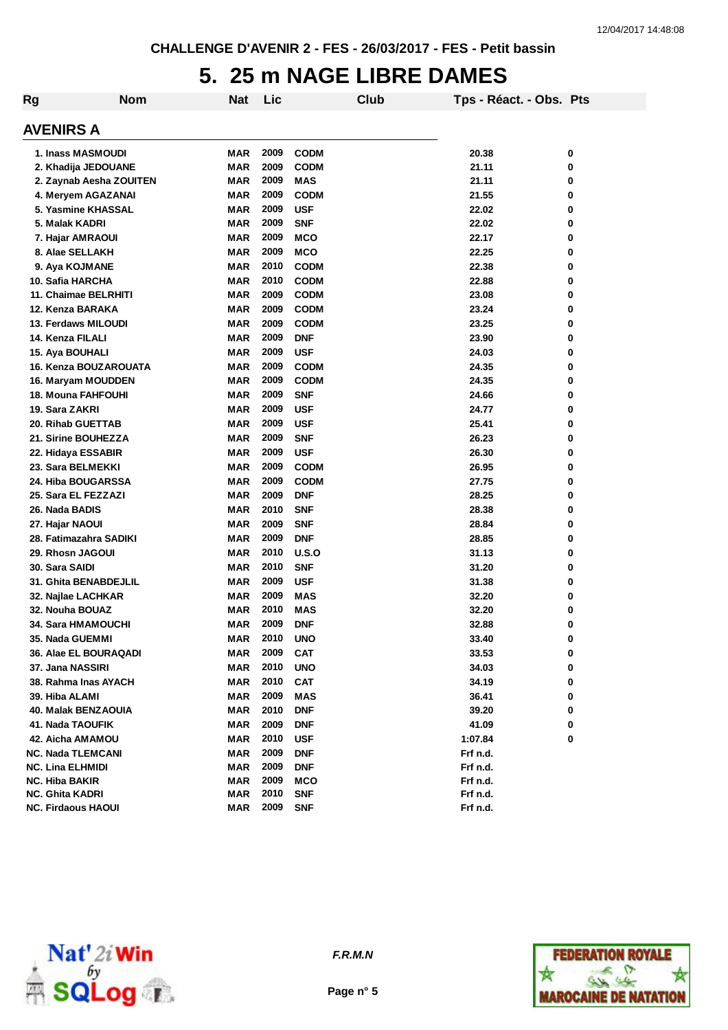CHALLENGE D'AVENIR 2 - FES - 26/03/2017 - FES - Petit bassin

# 5. 25 m NAGE LIBRE DAMES

## AVENIRS A

| Rg | Nom | Nat | Lic | Club | Tps - Réact. - Obs. | Pts |
|---|---|---|---|---|---|---|
| 1. | Inass MASMOUDI | MAR | 2009 | CODM | 20.38 | 0 |
| 2. | Khadija JEDOUANE | MAR | 2009 | CODM | 21.11 | 0 |
| 2. | Zaynab Aesha ZOUITEN | MAR | 2009 | MAS | 21.11 | 0 |
| 4. | Meryem AGAZANAI | MAR | 2009 | CODM | 21.55 | 0 |
| 5. | Yasmine KHASSAL | MAR | 2009 | USF | 22.02 | 0 |
| 5. | Malak KADRI | MAR | 2009 | SNF | 22.02 | 0 |
| 7. | Hajar AMRAOUI | MAR | 2009 | MCO | 22.17 | 0 |
| 8. | Alae SELLAKH | MAR | 2009 | MCO | 22.25 | 0 |
| 9. | Aya KOJMANE | MAR | 2010 | CODM | 22.38 | 0 |
| 10. | Safia HARCHA | MAR | 2010 | CODM | 22.88 | 0 |
| 11. | Chaimae BELRHITI | MAR | 2009 | CODM | 23.08 | 0 |
| 12. | Kenza BARAKA | MAR | 2009 | CODM | 23.24 | 0 |
| 13. | Ferdaws MILOUDI | MAR | 2009 | CODM | 23.25 | 0 |
| 14. | Kenza FILALI | MAR | 2009 | DNF | 23.90 | 0 |
| 15. | Aya BOUHALI | MAR | 2009 | USF | 24.03 | 0 |
| 16. | Kenza BOUZAROUATA | MAR | 2009 | CODM | 24.35 | 0 |
| 16. | Maryam MOUDDEN | MAR | 2009 | CODM | 24.35 | 0 |
| 18. | Mouna FAHFOUHI | MAR | 2009 | SNF | 24.66 | 0 |
| 19. | Sara ZAKRI | MAR | 2009 | USF | 24.77 | 0 |
| 20. | Rihab GUETTAB | MAR | 2009 | USF | 25.41 | 0 |
| 21. | Sirine BOUHEZZA | MAR | 2009 | SNF | 26.23 | 0 |
| 22. | Hidaya ESSABIR | MAR | 2009 | USF | 26.30 | 0 |
| 23. | Sara BELMEKKI | MAR | 2009 | CODM | 26.95 | 0 |
| 24. | Hiba BOUGARSSA | MAR | 2009 | CODM | 27.75 | 0 |
| 25. | Sara EL FEZZAZI | MAR | 2009 | DNF | 28.25 | 0 |
| 26. | Nada BADIS | MAR | 2010 | SNF | 28.38 | 0 |
| 27. | Hajar NAOUI | MAR | 2009 | SNF | 28.84 | 0 |
| 28. | Fatimazahra SADIKI | MAR | 2009 | DNF | 28.85 | 0 |
| 29. | Rhosn JAGOUI | MAR | 2010 | U.S.O | 31.13 | 0 |
| 30. | Sara SAIDI | MAR | 2010 | SNF | 31.20 | 0 |
| 31. | Ghita BENABDEJLIL | MAR | 2009 | USF | 31.38 | 0 |
| 32. | Najlae LACHKAR | MAR | 2009 | MAS | 32.20 | 0 |
| 32. | Nouha BOUAZ | MAR | 2010 | MAS | 32.20 | 0 |
| 34. | Sara HMAMOUCHI | MAR | 2009 | DNF | 32.88 | 0 |
| 35. | Nada GUEMMI | MAR | 2010 | UNO | 33.40 | 0 |
| 36. | Alae EL BOURAQADI | MAR | 2009 | CAT | 33.53 | 0 |
| 37. | Jana NASSIRI | MAR | 2010 | UNO | 34.03 | 0 |
| 38. | Rahma Inas AYACH | MAR | 2010 | CAT | 34.19 | 0 |
| 39. | Hiba ALAMI | MAR | 2009 | MAS | 36.41 | 0 |
| 40. | Malak BENZAOUIA | MAR | 2010 | DNF | 39.20 | 0 |
| 41. | Nada TAOUFIK | MAR | 2009 | DNF | 41.09 | 0 |
| 42. | Aicha AMAMOU | MAR | 2010 | USF | 1:07.84 | 0 |
| NC. | Nada TLEMCANI | MAR | 2009 | DNF | Frf n.d. | |
| NC. | Lina ELHMIDI | MAR | 2009 | DNF | Frf n.d. | |
| NC. | Hiba BAKIR | MAR | 2009 | MCO | Frf n.d. | |
| NC. | Ghita KADRI | MAR | 2010 | SNF | Frf n.d. | |
| NC. | Firdaous HAOUI | MAR | 2009 | SNF | Frf n.d. | |

*F.R.M.N*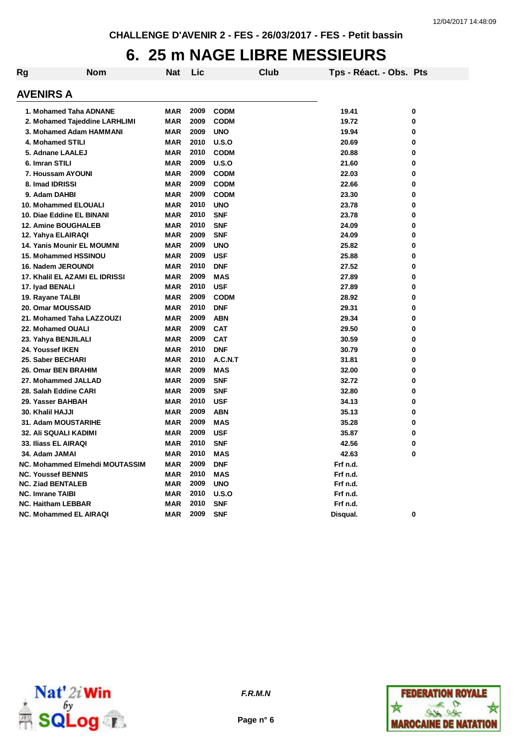CHALLENGE D'AVENIR 2 - FES - 26/03/2017 - FES - Petit bassin

# 6. 25 m NAGE LIBRE MESSIEURS

## AVENIRS A

| Rg | Nom | Nat | Lic | Club | Tps - Réact. - Obs. | Pts |
|---|---|---|---|---|---|---|
| 1. | Mohamed Taha ADNANE | MAR | 2009 | CODM | 19.41 | 0 |
| 2. | Mohamed Tajeddine LARHLIMI | MAR | 2009 | CODM | 19.72 | 0 |
| 3. | Mohamed Adam HAMMANI | MAR | 2009 | UNO | 19.94 | 0 |
| 4. | Mohamed STILI | MAR | 2010 | U.S.O | 20.69 | 0 |
| 5. | Adnane LAALEJ | MAR | 2010 | CODM | 20.88 | 0 |
| 6. | Imran STILI | MAR | 2009 | U.S.O | 21.60 | 0 |
| 7. | Houssam AYOUNI | MAR | 2009 | CODM | 22.03 | 0 |
| 8. | Imad IDRISSI | MAR | 2009 | CODM | 22.66 | 0 |
| 9. | Adam DAHBI | MAR | 2009 | CODM | 23.30 | 0 |
| 10. | Mohammed ELOUALI | MAR | 2010 | UNO | 23.78 | 0 |
| 10. | Diae Eddine EL BINANI | MAR | 2010 | SNF | 23.78 | 0 |
| 12. | Amine BOUGHALEB | MAR | 2010 | SNF | 24.09 | 0 |
| 12. | Yahya ELAIRAQI | MAR | 2009 | SNF | 24.09 | 0 |
| 14. | Yanis Mounir EL MOUMNI | MAR | 2009 | UNO | 25.82 | 0 |
| 15. | Mohammed HSSINOU | MAR | 2009 | USF | 25.88 | 0 |
| 16. | Nadem JEROUNDI | MAR | 2010 | DNF | 27.52 | 0 |
| 17. | Khalil EL AZAMI EL IDRISSI | MAR | 2009 | MAS | 27.89 | 0 |
| 17. | Iyad BENALI | MAR | 2010 | USF | 27.89 | 0 |
| 19. | Rayane TALBI | MAR | 2009 | CODM | 28.92 | 0 |
| 20. | Omar MOUSSAID | MAR | 2010 | DNF | 29.31 | 0 |
| 21. | Mohamed Taha LAZZOUZI | MAR | 2009 | ABN | 29.34 | 0 |
| 22. | Mohamed OUALI | MAR | 2009 | CAT | 29.50 | 0 |
| 23. | Yahya BENJILALI | MAR | 2009 | CAT | 30.59 | 0 |
| 24. | Youssef IKEN | MAR | 2010 | DNF | 30.79 | 0 |
| 25. | Saber BECHARI | MAR | 2010 | A.C.N.T | 31.81 | 0 |
| 26. | Omar BEN BRAHIM | MAR | 2009 | MAS | 32.00 | 0 |
| 27. | Mohammed JALLAD | MAR | 2009 | SNF | 32.72 | 0 |
| 28. | Salah Eddine CARI | MAR | 2009 | SNF | 32.80 | 0 |
| 29. | Yasser BAHBAH | MAR | 2010 | USF | 34.13 | 0 |
| 30. | Khalil HAJJI | MAR | 2009 | ABN | 35.13 | 0 |
| 31. | Adam MOUSTARIHE | MAR | 2009 | MAS | 35.28 | 0 |
| 32. | Ali SQUALI KADIMI | MAR | 2009 | USF | 35.87 | 0 |
| 33. | Iliass EL AIRAQI | MAR | 2010 | SNF | 42.56 | 0 |
| 34. | Adam JAMAI | MAR | 2010 | MAS | 42.63 | 0 |
| NC. | Mohammed Elmehdi MOUTASSIM | MAR | 2009 | DNF | Frf n.d. | |
| NC. | Youssef BENNIS | MAR | 2010 | MAS | Frf n.d. | |
| NC. | Ziad BENTALEB | MAR | 2009 | UNO | Frf n.d. | |
| NC. | Imrane TAIBI | MAR | 2010 | U.S.O | Frf n.d. | |
| NC. | Haitham LEBBAR | MAR | 2010 | SNF | Frf n.d. | |
| NC. | Mohammed EL AIRAQI | MAR | 2009 | SNF | Disqual. | 0 |

F.R.M.N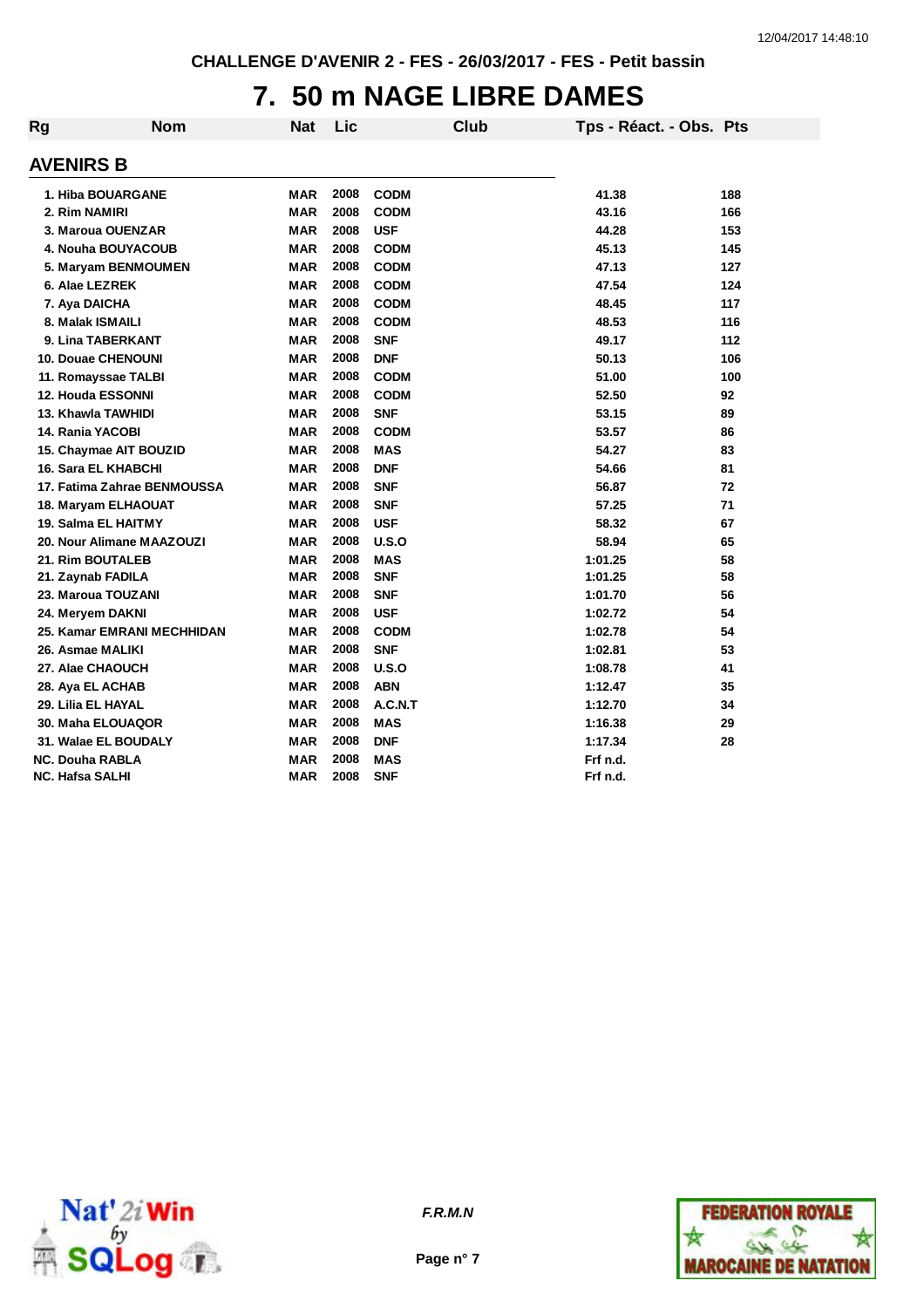CHALLENGE D'AVENIR 2 - FES - 26/03/2017 - FES - Petit bassin

# 7. 50 m NAGE LIBRE DAMES

## AVENIRS B

| Rg | Nom | Nat | Lic | Club | Tps - Réact. - Obs. | Pts |
|---|---|---|---|---|---|---|
| 1. | Hiba BOUARGANE | MAR | 2008 | CODM | 41.38 | 188 |
| 2. | Rim NAMIRI | MAR | 2008 | CODM | 43.16 | 166 |
| 3. | Maroua OUENZAR | MAR | 2008 | USF | 44.28 | 153 |
| 4. | Nouha BOUYACOUB | MAR | 2008 | CODM | 45.13 | 145 |
| 5. | Maryam BENMOUMEN | MAR | 2008 | CODM | 47.13 | 127 |
| 6. | Alae LEZREK | MAR | 2008 | CODM | 47.54 | 124 |
| 7. | Aya DAICHA | MAR | 2008 | CODM | 48.45 | 117 |
| 8. | Malak ISMAILI | MAR | 2008 | CODM | 48.53 | 116 |
| 9. | Lina TABERKANT | MAR | 2008 | SNF | 49.17 | 112 |
| 10. | Douae CHENOUNI | MAR | 2008 | DNF | 50.13 | 106 |
| 11. | Romayssae TALBI | MAR | 2008 | CODM | 51.00 | 100 |
| 12. | Houda ESSONNI | MAR | 2008 | CODM | 52.50 | 92 |
| 13. | Khawla TAWHIDI | MAR | 2008 | SNF | 53.15 | 89 |
| 14. | Rania YACOBI | MAR | 2008 | CODM | 53.57 | 86 |
| 15. | Chaymae AIT BOUZID | MAR | 2008 | MAS | 54.27 | 83 |
| 16. | Sara EL KHABCHI | MAR | 2008 | DNF | 54.66 | 81 |
| 17. | Fatima Zahrae BENMOUSSA | MAR | 2008 | SNF | 56.87 | 72 |
| 18. | Maryam ELHAOUAT | MAR | 2008 | SNF | 57.25 | 71 |
| 19. | Salma EL HAITMY | MAR | 2008 | USF | 58.32 | 67 |
| 20. | Nour Alimane MAAZOUZI | MAR | 2008 | U.S.O | 58.94 | 65 |
| 21. | Rim BOUTALEB | MAR | 2008 | MAS | 1:01.25 | 58 |
| 21. | Zaynab FADILA | MAR | 2008 | SNF | 1:01.25 | 58 |
| 23. | Maroua TOUZANI | MAR | 2008 | SNF | 1:01.70 | 56 |
| 24. | Meryem DAKNI | MAR | 2008 | USF | 1:02.72 | 54 |
| 25. | Kamar EMRANI MECHHIDAN | MAR | 2008 | CODM | 1:02.78 | 54 |
| 26. | Asmae MALIKI | MAR | 2008 | SNF | 1:02.81 | 53 |
| 27. | Alae CHAOUCH | MAR | 2008 | U.S.O | 1:08.78 | 41 |
| 28. | Aya EL ACHAB | MAR | 2008 | ABN | 1:12.47 | 35 |
| 29. | Lilia EL HAYAL | MAR | 2008 | A.C.N.T | 1:12.70 | 34 |
| 30. | Maha ELOUAQOR | MAR | 2008 | MAS | 1:16.38 | 29 |
| 31. | Walae EL BOUDALY | MAR | 2008 | DNF | 1:17.34 | 28 |
| NC. | Douha RABLA | MAR | 2008 | MAS | Frf n.d. | |
| NC. | Hafsa SALHI | MAR | 2008 | SNF | Frf n.d. | |

F.R.M.N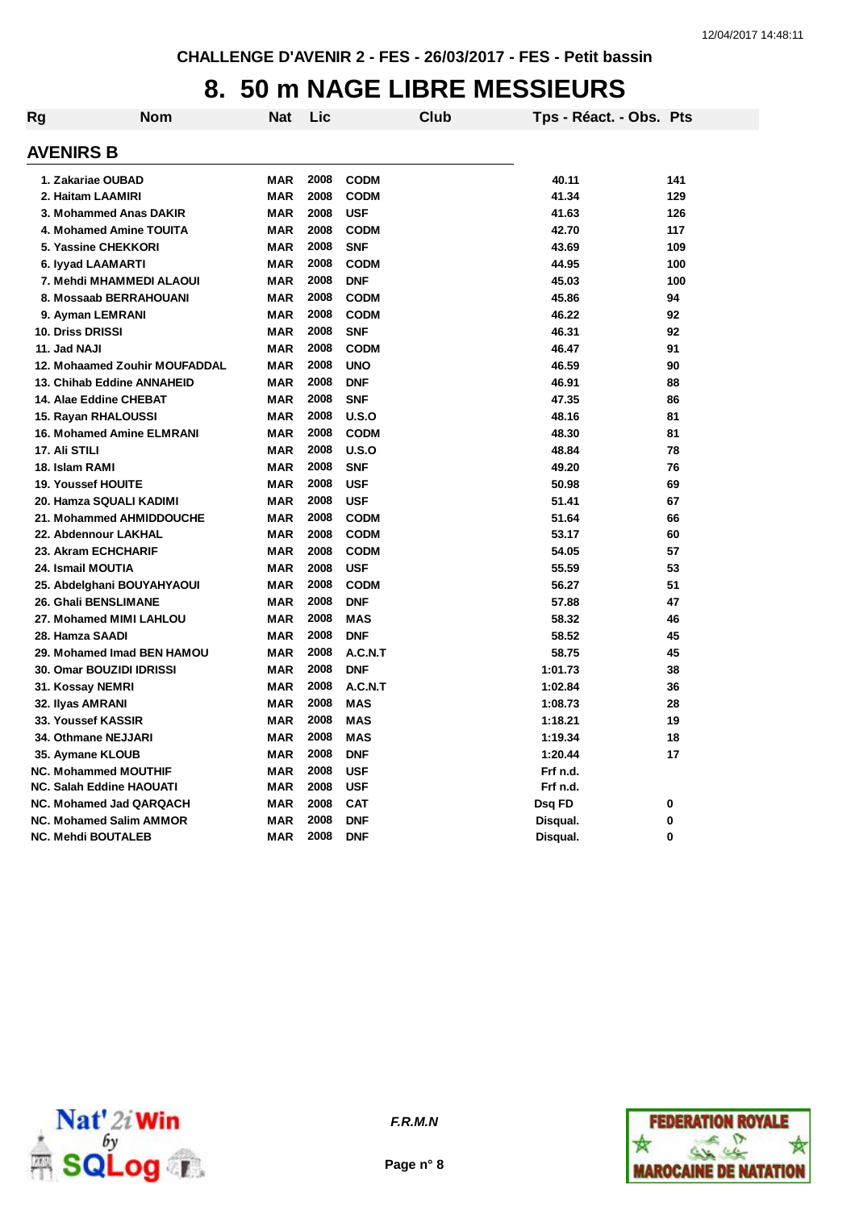CHALLENGE D'AVENIR 2 - FES - 26/03/2017 - FES - Petit bassin

# 8. 50 m NAGE LIBRE MESSIEURS

## AVENIRS B

| Rg | Nom | Nat | Lic | Club | Tps - Réact. - Obs. | Pts |
|---|---|---|---|---|---|---|
| 1. | Zakariae OUBAD | MAR | 2008 | CODM | 40.11 | 141 |
| 2. | Haitam LAAMIRI | MAR | 2008 | CODM | 41.34 | 129 |
| 3. | Mohammed Anas DAKIR | MAR | 2008 | USF | 41.63 | 126 |
| 4. | Mohamed Amine TOUITA | MAR | 2008 | CODM | 42.70 | 117 |
| 5. | Yassine CHEKKORI | MAR | 2008 | SNF | 43.69 | 109 |
| 6. | Iyyad LAAMARTI | MAR | 2008 | CODM | 44.95 | 100 |
| 7. | Mehdi MHAMMEDI ALAOUI | MAR | 2008 | DNF | 45.03 | 100 |
| 8. | Mossaab BERRAHOUANI | MAR | 2008 | CODM | 45.86 | 94 |
| 9. | Ayman LEMRANI | MAR | 2008 | CODM | 46.22 | 92 |
| 10. | Driss DRISSI | MAR | 2008 | SNF | 46.31 | 92 |
| 11. | Jad NAJI | MAR | 2008 | CODM | 46.47 | 91 |
| 12. | Mohaamed Zouhir MOUFADDAL | MAR | 2008 | UNO | 46.59 | 90 |
| 13. | Chihab Eddine ANNAHEID | MAR | 2008 | DNF | 46.91 | 88 |
| 14. | Alae Eddine CHEBAT | MAR | 2008 | SNF | 47.35 | 86 |
| 15. | Rayan RHALOUSSI | MAR | 2008 | U.S.O | 48.16 | 81 |
| 16. | Mohamed Amine ELMRANI | MAR | 2008 | CODM | 48.30 | 81 |
| 17. | Ali STILI | MAR | 2008 | U.S.O | 48.84 | 78 |
| 18. | Islam RAMI | MAR | 2008 | SNF | 49.20 | 76 |
| 19. | Youssef HOUITE | MAR | 2008 | USF | 50.98 | 69 |
| 20. | Hamza SQUALI KADIMI | MAR | 2008 | USF | 51.41 | 67 |
| 21. | Mohammed AHMIDDOUCHE | MAR | 2008 | CODM | 51.64 | 66 |
| 22. | Abdennour LAKHAL | MAR | 2008 | CODM | 53.17 | 60 |
| 23. | Akram ECHCHARIF | MAR | 2008 | CODM | 54.05 | 57 |
| 24. | Ismail MOUTIA | MAR | 2008 | USF | 55.59 | 53 |
| 25. | Abdelghani BOUYAHYAOUI | MAR | 2008 | CODM | 56.27 | 51 |
| 26. | Ghali BENSLIMANE | MAR | 2008 | DNF | 57.88 | 47 |
| 27. | Mohamed MIMI LAHLOU | MAR | 2008 | MAS | 58.32 | 46 |
| 28. | Hamza SAADI | MAR | 2008 | DNF | 58.52 | 45 |
| 29. | Mohamed Imad BEN HAMOU | MAR | 2008 | A.C.N.T | 58.75 | 45 |
| 30. | Omar BOUZIDI IDRISSI | MAR | 2008 | DNF | 1:01.73 | 38 |
| 31. | Kossay NEMRI | MAR | 2008 | A.C.N.T | 1:02.84 | 36 |
| 32. | Ilyas AMRANI | MAR | 2008 | MAS | 1:08.73 | 28 |
| 33. | Youssef KASSIR | MAR | 2008 | MAS | 1:18.21 | 19 |
| 34. | Othmane NEJJARI | MAR | 2008 | MAS | 1:19.34 | 18 |
| 35. | Aymane KLOUB | MAR | 2008 | DNF | 1:20.44 | 17 |
| NC. | Mohammed MOUTHIF | MAR | 2008 | USF | Frf n.d. | |
| NC. | Salah Eddine HAOUATI | MAR | 2008 | USF | Frf n.d. | |
| NC. | Mohamed Jad QARQACH | MAR | 2008 | CAT | Dsq FD | 0 |
| NC. | Mohamed Salim AMMOR | MAR | 2008 | DNF | Disqual. | 0 |
| NC. | Mehdi BOUTALEB | MAR | 2008 | DNF | Disqual. | 0 |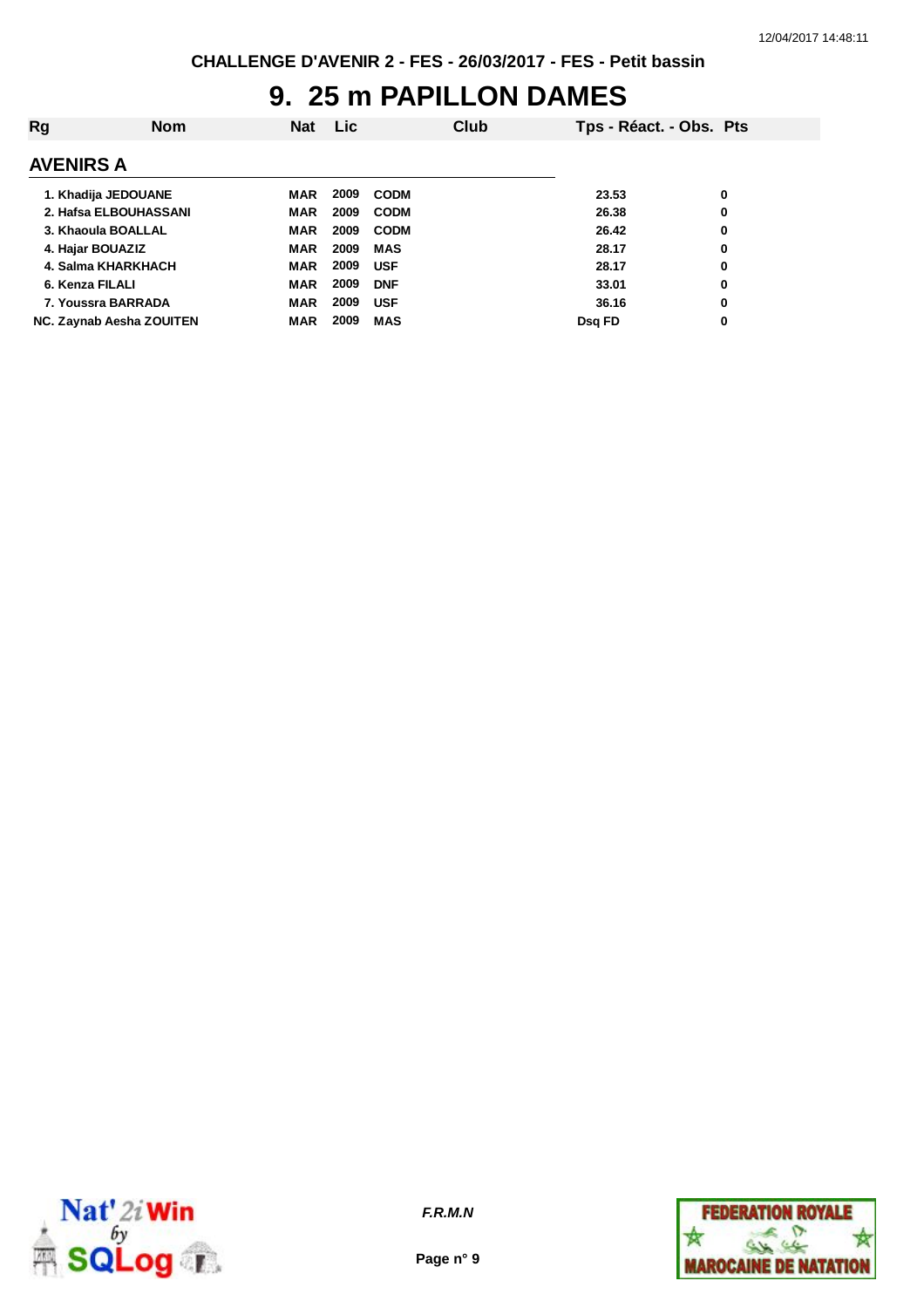CHALLENGE D'AVENIR 2 - FES - 26/03/2017 - FES - Petit bassin

# 9. 25 m PAPILLON DAMES

| Rg | Nom | Nat | Lic | Club | Tps - Réact. - Obs. | Pts |
|---|---|---|---|---|---|---|
| **AVENIRS A** | | | | | | |
| 1. | Khadija JEDOUANE | MAR | 2009 | CODM | 23.53 | 0 |
| 2. | Hafsa ELBOUHASSANI | MAR | 2009 | CODM | 26.38 | 0 |
| 3. | Khaoula BOALLAL | MAR | 2009 | CODM | 26.42 | 0 |
| 4. | Hajar BOUAZIZ | MAR | 2009 | MAS | 28.17 | 0 |
| 4. | Salma KHARKHACH | MAR | 2009 | USF | 28.17 | 0 |
| 6. | Kenza FILALI | MAR | 2009 | DNF | 33.01 | 0 |
| 7. | Youssra BARRADA | MAR | 2009 | USF | 36.16 | 0 |
| NC. | Zaynab Aesha ZOUITEN | MAR | 2009 | MAS | Dsq FD | 0 |

F.R.M.N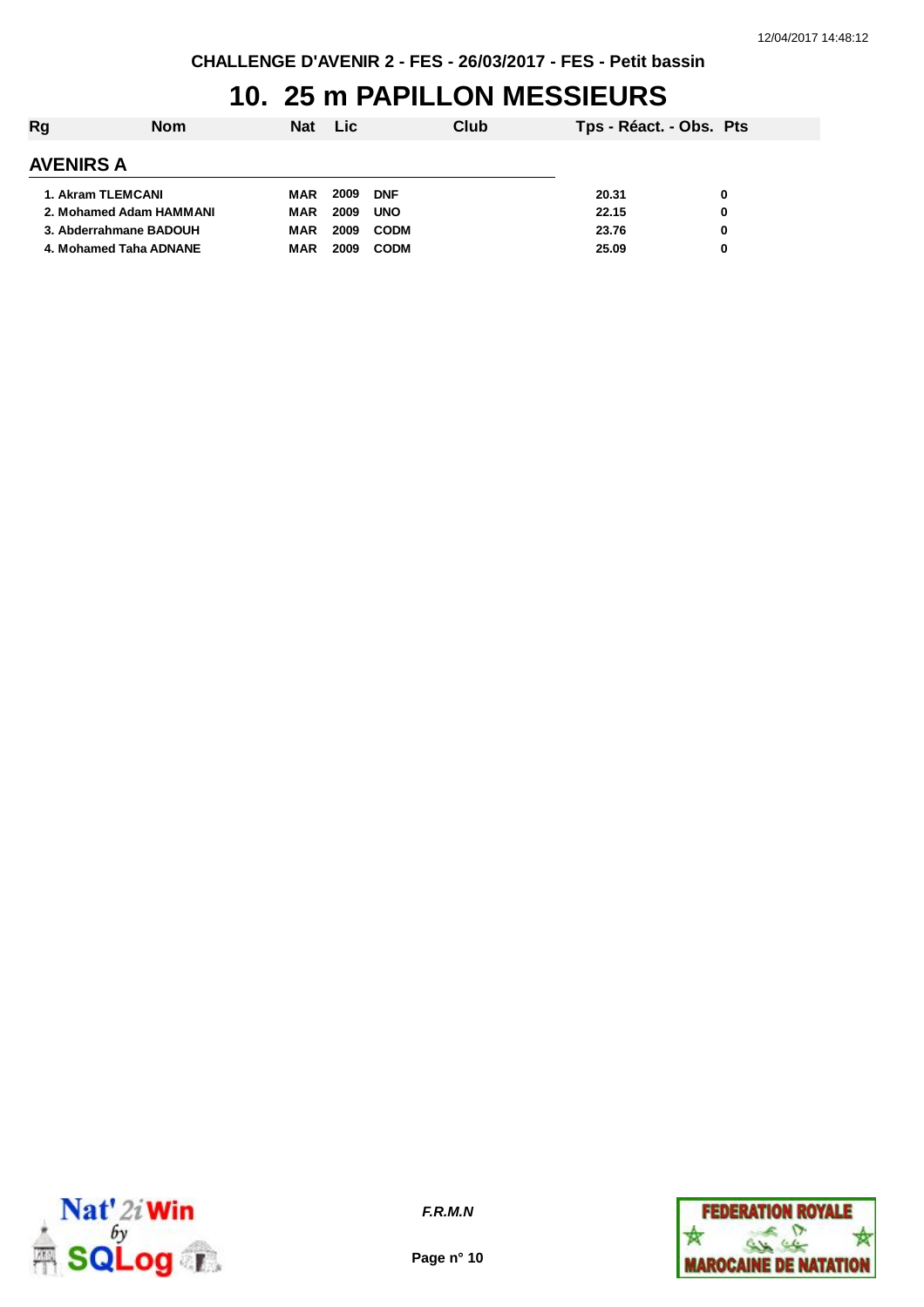CHALLENGE D'AVENIR 2 - FES - 26/03/2017 - FES - Petit bassin

# 10. 25 m PAPILLON MESSIEURS

| Rg | Nom | Nat | Lic | Club | Tps - Réact. - Obs. | Pts |
|---|---|---|---|---|---|---|
| **AVENIRS A** | | | | | | |
| 1. | Akram TLEMCANI | MAR | 2009 | DNF | 20.31 | 0 |
| 2. | Mohamed Adam HAMMANI | MAR | 2009 | UNO | 22.15 | 0 |
| 3. | Abderrahmane BADOUH | MAR | 2009 | CODM | 23.76 | 0 |
| 4. | Mohamed Taha ADNANE | MAR | 2009 | CODM | 25.09 | 0 |

F.R.M.N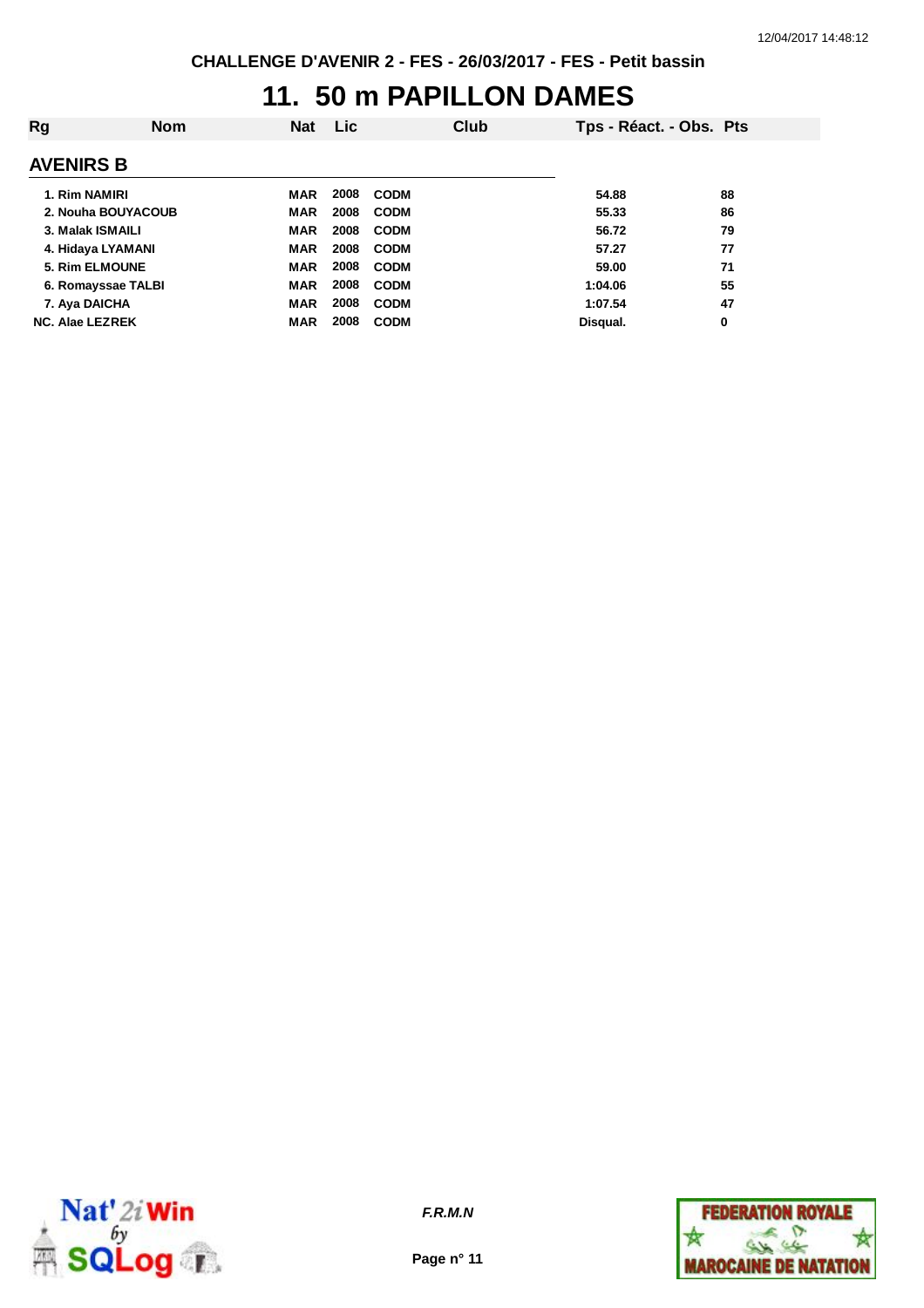CHALLENGE D'AVENIR 2 - FES - 26/03/2017 - FES - Petit bassin

# 11. 50 m PAPILLON DAMES

| Rg | Nom | Nat | Lic | Club | Tps - Réact. - Obs. | Pts |
|---|---|---|---|---|---|---|
| **AVENIRS B** | | | | | | |
| 1. | Rim NAMIRI | MAR | 2008 | CODM | 54.88 | 88 |
| 2. | Nouha BOUYACOUB | MAR | 2008 | CODM | 55.33 | 86 |
| 3. | Malak ISMAILI | MAR | 2008 | CODM | 56.72 | 79 |
| 4. | Hidaya LYAMANI | MAR | 2008 | CODM | 57.27 | 77 |
| 5. | Rim ELMOUNE | MAR | 2008 | CODM | 59.00 | 71 |
| 6. | Romayssae TALBI | MAR | 2008 | CODM | 1:04.06 | 55 |
| 7. | Aya DAICHA | MAR | 2008 | CODM | 1:07.54 | 47 |
| NC. | Alae LEZREK | MAR | 2008 | CODM | Disqual. | 0 |

F.R.M.N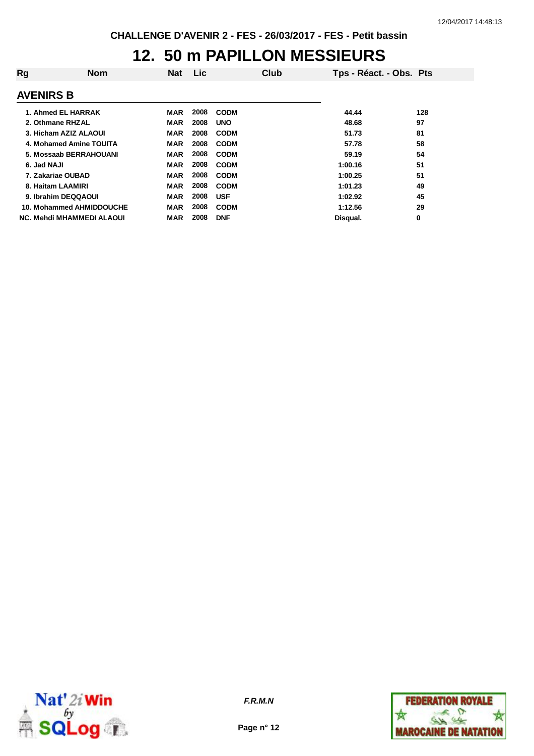**CHALLENGE D'AVENIR 2 - FES - 26/03/2017 - FES - Petit bassin**

# 12. 50 m PAPILLON MESSIEURS

| Rg | Nom | Nat | Lic | Club | Tps - Réact. - Obs. | Pts |
|---|---|---|---|---|---|---|
| **AVENIRS B** | | | | | | |
| 1. | Ahmed EL HARRAK | MAR | 2008 | CODM | 44.44 | 128 |
| 2. | Othmane RHZAL | MAR | 2008 | UNO | 48.68 | 97 |
| 3. | Hicham AZIZ ALAOUI | MAR | 2008 | CODM | 51.73 | 81 |
| 4. | Mohamed Amine TOUITA | MAR | 2008 | CODM | 57.78 | 58 |
| 5. | Mossaab BERRAHOUANI | MAR | 2008 | CODM | 59.19 | 54 |
| 6. | Jad NAJI | MAR | 2008 | CODM | 1:00.16 | 51 |
| 7. | Zakariae OUBAD | MAR | 2008 | CODM | 1:00.25 | 51 |
| 8. | Haitam LAAMIRI | MAR | 2008 | CODM | 1:01.23 | 49 |
| 9. | Ibrahim DEQQAOUI | MAR | 2008 | USF | 1:02.92 | 45 |
| 10. | Mohammed AHMIDDOUCHE | MAR | 2008 | CODM | 1:12.56 | 29 |
| NC. | Mehdi MHAMMEDI ALAOUI | MAR | 2008 | DNF | Disqual. | 0 |

*F.R.M.N*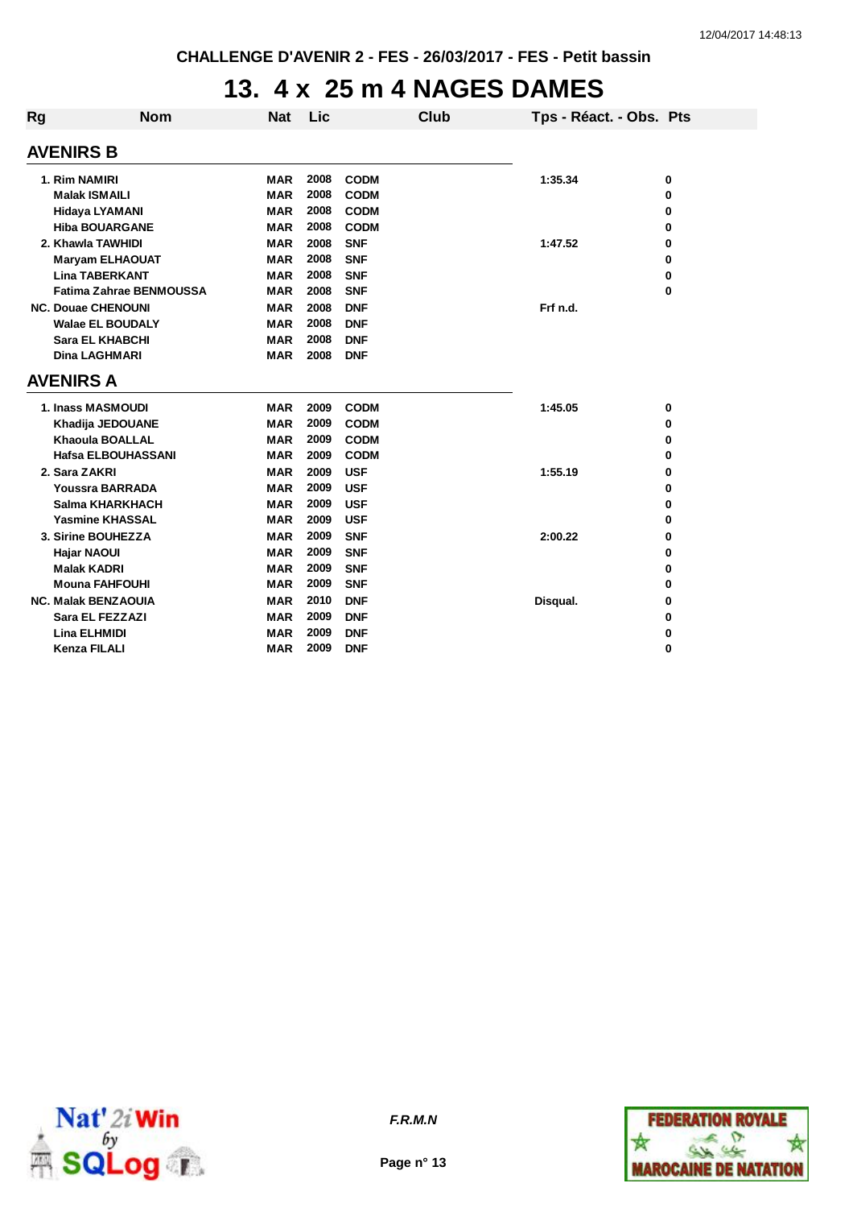CHALLENGE D'AVENIR 2 - FES - 26/03/2017 - FES - Petit bassin

# 13. 4 x 25 m 4 NAGES DAMES

| Rg | Nom | Nat | Lic | Club | Tps - Réact. - Obs. | Pts |
|---|---|---|---|---|---|---|
| **AVENIRS B** | | | | | | |
| 1. | Rim NAMIRI | MAR | 2008 | CODM | 1:35.34 | 0 |
| | Malak ISMAILI | MAR | 2008 | CODM | | 0 |
| | Hidaya LYAMANI | MAR | 2008 | CODM | | 0 |
| | Hiba BOUARGANE | MAR | 2008 | CODM | | 0 |
| 2. | Khawla TAWHIDI | MAR | 2008 | SNF | 1:47.52 | 0 |
| | Maryam ELHAOUAT | MAR | 2008 | SNF | | 0 |
| | Lina TABERKANT | MAR | 2008 | SNF | | 0 |
| | Fatima Zahrae BENMOUSSA | MAR | 2008 | SNF | | 0 |
| NC. | Douae CHENOUNI | MAR | 2008 | DNF | Frf n.d. | |
| | Walae EL BOUDALY | MAR | 2008 | DNF | | |
| | Sara EL KHABCHI | MAR | 2008 | DNF | | |
| | Dina LAGHMARI | MAR | 2008 | DNF | | |
| **AVENIRS A** | | | | | | |
| 1. | Inass MASMOUDI | MAR | 2009 | CODM | 1:45.05 | 0 |
| | Khadija JEDOUANE | MAR | 2009 | CODM | | 0 |
| | Khaoula BOALLAL | MAR | 2009 | CODM | | 0 |
| | Hafsa ELBOUHASSANI | MAR | 2009 | CODM | | 0 |
| 2. | Sara ZAKRI | MAR | 2009 | USF | 1:55.19 | 0 |
| | Youssra BARRADA | MAR | 2009 | USF | | 0 |
| | Salma KHARKHACH | MAR | 2009 | USF | | 0 |
| | Yasmine KHASSAL | MAR | 2009 | USF | | 0 |
| 3. | Sirine BOUHEZZA | MAR | 2009 | SNF | 2:00.22 | 0 |
| | Hajar NAOUI | MAR | 2009 | SNF | | 0 |
| | Malak KADRI | MAR | 2009 | SNF | | 0 |
| | Mouna FAHFOUHI | MAR | 2009 | SNF | | 0 |
| NC. | Malak BENZAOUIA | MAR | 2010 | DNF | Disqual. | 0 |
| | Sara EL FEZZAZI | MAR | 2009 | DNF | | 0 |
| | Lina ELHMIDI | MAR | 2009 | DNF | | 0 |
| | Kenza FILALI | MAR | 2009 | DNF | | 0 |

*F.R.M.N*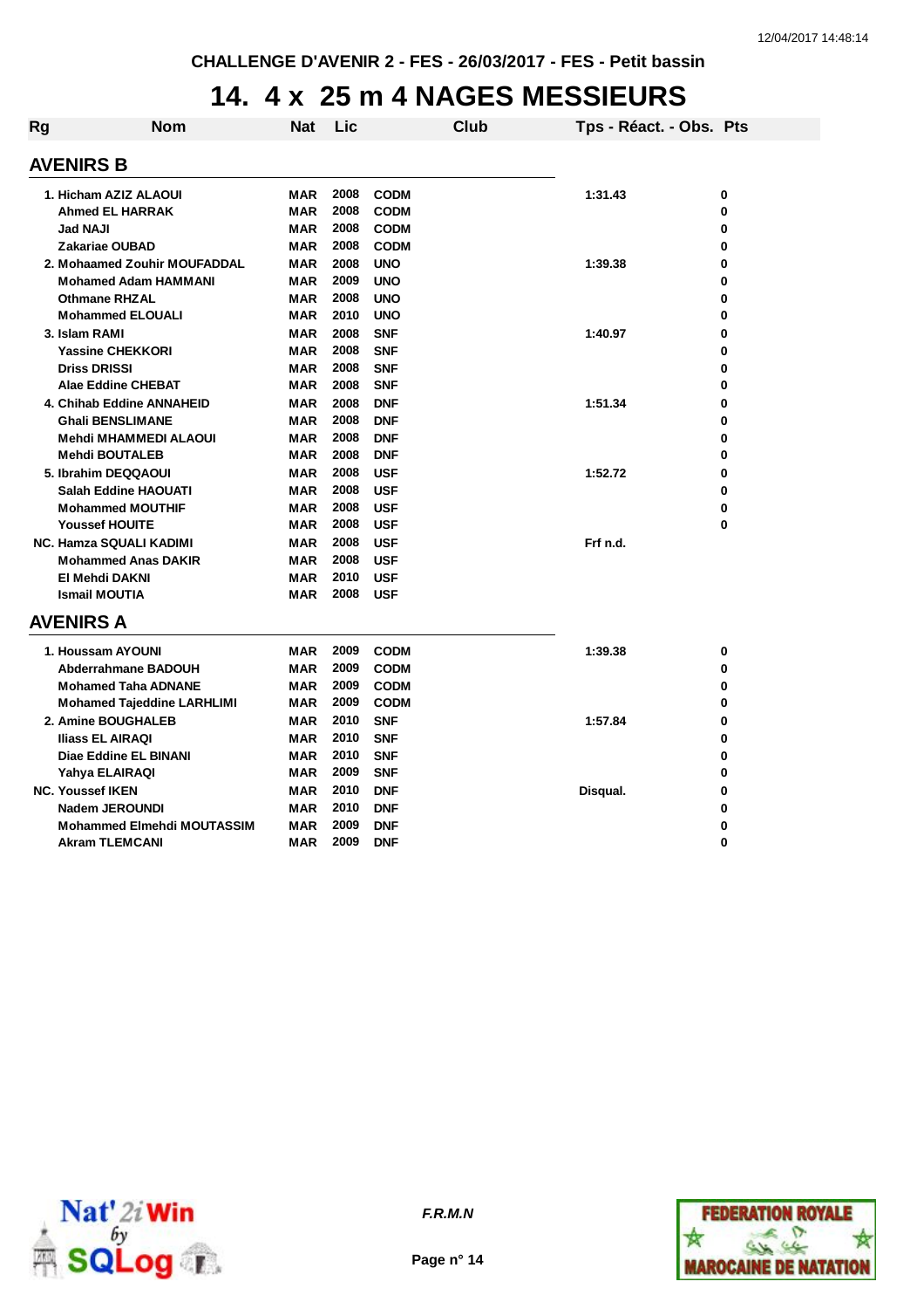CHALLENGE D'AVENIR 2 - FES - 26/03/2017 - FES - Petit bassin

# 14. 4 x 25 m 4 NAGES MESSIEURS

| Rg | Nom | Nat | Lic | Club | Tps - Réact. - Obs. | Pts |
|---|---|---|---|---|---|---|
| **AVENIRS B** | | | | | | |
| 1. | Hicham AZIZ ALAOUI | MAR | 2008 | CODM | 1:31.43 | 0 |
| | Ahmed EL HARRAK | MAR | 2008 | CODM | | 0 |
| | Jad NAJI | MAR | 2008 | CODM | | 0 |
| | Zakariae OUBAD | MAR | 2008 | CODM | | 0 |
| 2. | Mohaamed Zouhir MOUFADDAL | MAR | 2008 | UNO | 1:39.38 | 0 |
| | Mohamed Adam HAMMANI | MAR | 2009 | UNO | | 0 |
| | Othmane RHZAL | MAR | 2008 | UNO | | 0 |
| | Mohammed ELOUALI | MAR | 2010 | UNO | | 0 |
| 3. | Islam RAMI | MAR | 2008 | SNF | 1:40.97 | 0 |
| | Yassine CHEKKORI | MAR | 2008 | SNF | | 0 |
| | Driss DRISSI | MAR | 2008 | SNF | | 0 |
| | Alae Eddine CHEBAT | MAR | 2008 | SNF | | 0 |
| 4. | Chihab Eddine ANNAHEID | MAR | 2008 | DNF | 1:51.34 | 0 |
| | Ghali BENSLIMANE | MAR | 2008 | DNF | | 0 |
| | Mehdi MHAMMEDI ALAOUI | MAR | 2008 | DNF | | 0 |
| | Mehdi BOUTALEB | MAR | 2008 | DNF | | 0 |
| 5. | Ibrahim DEQQAOUI | MAR | 2008 | USF | 1:52.72 | 0 |
| | Salah Eddine HAOUATI | MAR | 2008 | USF | | 0 |
| | Mohammed MOUTHIF | MAR | 2008 | USF | | 0 |
| | Youssef HOUITE | MAR | 2008 | USF | | 0 |
| NC. | Hamza SQUALI KADIMI | MAR | 2008 | USF | Frf n.d. | |
| | Mohammed Anas DAKIR | MAR | 2008 | USF | | |
| | El Mehdi DAKNI | MAR | 2010 | USF | | |
| | Ismail MOUTIA | MAR | 2008 | USF | | |
| **AVENIRS A** | | | | | | |
| 1. | Houssam AYOUNI | MAR | 2009 | CODM | 1:39.38 | 0 |
| | Abderrahmane BADOUH | MAR | 2009 | CODM | | 0 |
| | Mohamed Taha ADNANE | MAR | 2009 | CODM | | 0 |
| | Mohamed Tajeddine LARHLIMI | MAR | 2009 | CODM | | 0 |
| 2. | Amine BOUGHALEB | MAR | 2010 | SNF | 1:57.84 | 0 |
| | Iliass EL AIRAQI | MAR | 2010 | SNF | | 0 |
| | Diae Eddine EL BINANI | MAR | 2010 | SNF | | 0 |
| | Yahya ELAIRAQI | MAR | 2009 | SNF | | 0 |
| NC. | Youssef IKEN | MAR | 2010 | DNF | Disqual. | 0 |
| | Nadem JEROUNDI | MAR | 2010 | DNF | | 0 |
| | Mohammed Elmehdi MOUTASSIM | MAR | 2009 | DNF | | 0 |
| | Akram TLEMCANI | MAR | 2009 | DNF | | 0 |

F.R.M.N